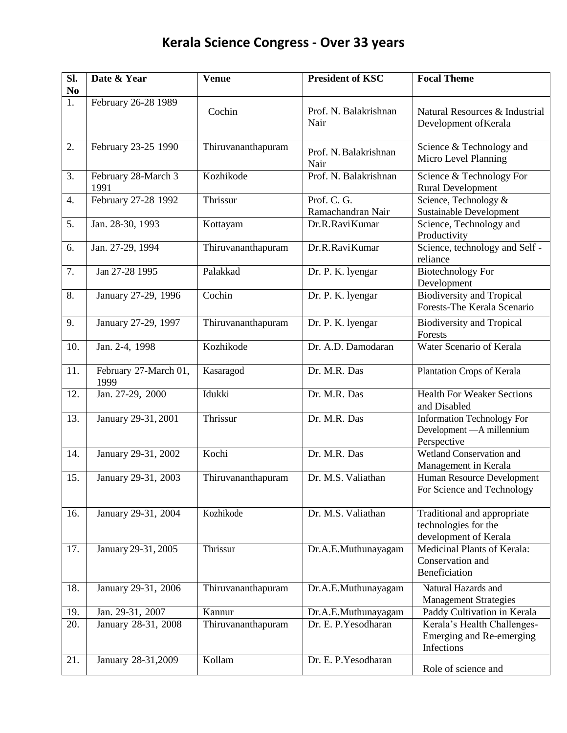# Kerala Science Congress - Over 33 years

| Sl. No | Date & Year | Venue | President of KSC | Focal Theme |
|---|---|---|---|---|
| 1. | February 26-28 1989 | Cochin | Prof. N. Balakrishnan Nair | Natural Resources & Industrial Development ofKerala |
| 2. | February 23-25 1990 | Thiruvananthapuram | Prof. N. Balakrishnan Nair | Science & Technology and Micro Level Planning |
| 3. | February 28-March 3 1991 | Kozhikode | Prof. N. Balakrishnan | Science & Technology For Rural Development |
| 4. | February 27-28 1992 | Thrissur | Prof. C. G. Ramachandran Nair | Science, Technology & Sustainable Development |
| 5. | Jan. 28-30, 1993 | Kottayam | Dr.R.RaviKumar | Science, Technology and Productivity |
| 6. | Jan. 27-29, 1994 | Thiruvananthapuram | Dr.R.RaviKumar | Science, technology and Self - reliance |
| 7. | Jan 27-28 1995 | Palakkad | Dr. P. K. lyengar | Biotechnology For Development |
| 8. | January 27-29, 1996 | Cochin | Dr. P. K. lyengar | Biodiversity and Tropical Forests-The Kerala Scenario |
| 9. | January 27-29, 1997 | Thiruvananthapuram | Dr. P. K. lyengar | Biodiversity and Tropical Forests |
| 10. | Jan. 2-4, 1998 | Kozhikode | Dr. A.D. Damodaran | Water Scenario of Kerala |
| 11. | February 27-March 01, 1999 | Kasaragod | Dr. M.R. Das | Plantation Crops of Kerala |
| 12. | Jan. 27-29, 2000 | Idukki | Dr. M.R. Das | Health For Weaker Sections and Disabled |
| 13. | January 29-31, 2001 | Thrissur | Dr. M.R. Das | Information Technology For Development —A millennium Perspective |
| 14. | January 29-31, 2002 | Kochi | Dr. M.R. Das | Wetland Conservation and Management in Kerala |
| 15. | January 29-31, 2003 | Thiruvananthapuram | Dr. M.S. Valiathan | Human Resource Development For Science and Technology |
| 16. | January 29-31, 2004 | Kozhikode | Dr. M.S. Valiathan | Traditional and appropriate technologies for the development of Kerala |
| 17. | January 29-31, 2005 | Thrissur | Dr.A.E.Muthunayagam | Medicinal Plants of Kerala: Conservation and Beneficiation |
| 18. | January 29-31, 2006 | Thiruvananthapuram | Dr.A.E.Muthunayagam | Natural Hazards and Management Strategies |
| 19. | Jan. 29-31, 2007 | Kannur | Dr.A.E.Muthunayagam | Paddy Cultivation in Kerala |
| 20. | January 28-31, 2008 | Thiruvananthapuram | Dr. E. P.Yesodharan | Kerala's Health Challenges-Emerging and Re-emerging Infections |
| 21. | January 28-31,2009 | Kollam | Dr. E. P.Yesodharan | Role of science and |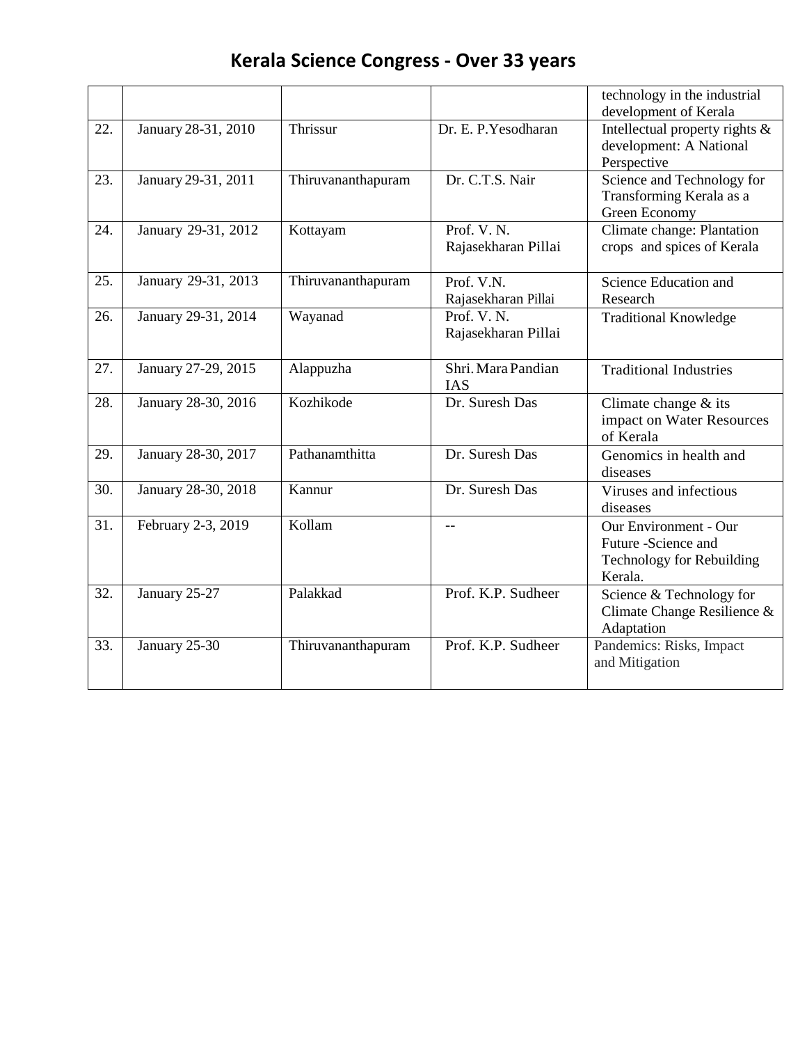# Kerala Science Congress - Over 33 years

| | | | | |
|---|---|---|---|---|
| | | | | technology in the industrial development of Kerala |
| 22. | January 28-31, 2010 | Thrissur | Dr. E. P.Yesodharan | Intellectual property rights & development: A National Perspective |
| 23. | January 29-31, 2011 | Thiruvananthapuram | Dr. C.T.S. Nair | Science and Technology for Transforming Kerala as a Green Economy |
| 24. | January 29-31, 2012 | Kottayam | Prof. V. N. Rajasekharan Pillai | Climate change: Plantation crops and spices of Kerala |
| 25. | January 29-31, 2013 | Thiruvananthapuram | Prof. V.N. Rajasekharan Pillai | Science Education and Research |
| 26. | January 29-31, 2014 | Wayanad | Prof. V. N. Rajasekharan Pillai | Traditional Knowledge |
| 27. | January 27-29, 2015 | Alappuzha | Shri. Mara Pandian IAS | Traditional Industries |
| 28. | January 28-30, 2016 | Kozhikode | Dr. Suresh Das | Climate change & its impact on Water Resources of Kerala |
| 29. | January 28-30, 2017 | Pathanamthitta | Dr. Suresh Das | Genomics in health and diseases |
| 30. | January 28-30, 2018 | Kannur | Dr. Suresh Das | Viruses and infectious diseases |
| 31. | February 2-3, 2019 | Kollam | -- | Our Environment - Our Future -Science and Technology for Rebuilding Kerala. |
| 32. | January 25-27 | Palakkad | Prof. K.P. Sudheer | Science & Technology for Climate Change Resilience & Adaptation |
| 33. | January 25-30 | Thiruvananthapuram | Prof. K.P. Sudheer | Pandemics: Risks, Impact and Mitigation |